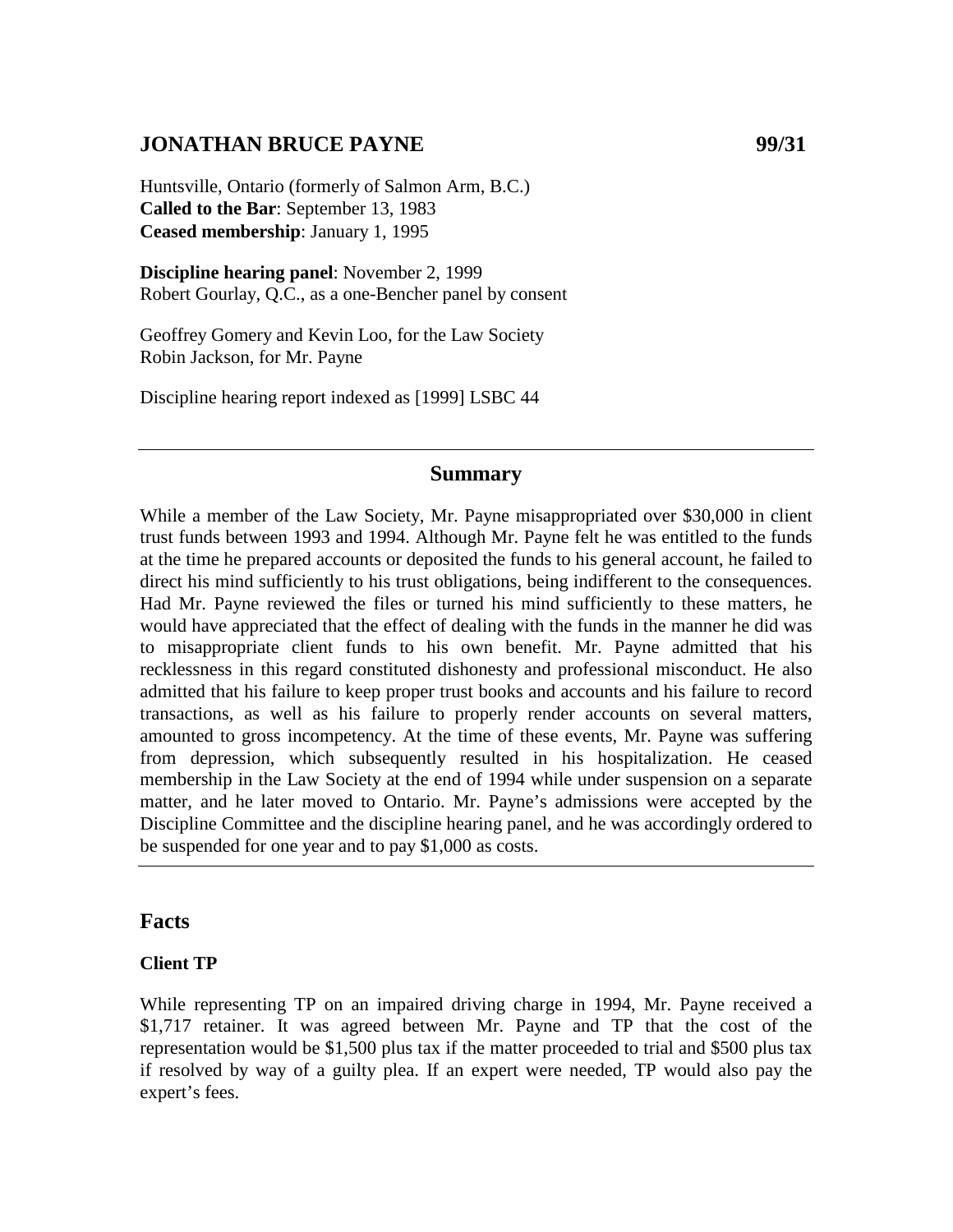## JONATHAN BRUCE PAYNE 99/31

Huntsville, Ontario (formerly of Salmon Arm, B.C.)
**Called to the Bar**: September 13, 1983
**Ceased membership**: January 1, 1995

**Discipline hearing panel**: November 2, 1999
Robert Gourlay, Q.C., as a one-Bencher panel by consent

Geoffrey Gomery and Kevin Loo, for the Law Society
Robin Jackson, for Mr. Payne

Discipline hearing report indexed as [1999] LSBC 44

---

## Summary

While a member of the Law Society, Mr. Payne misappropriated over $30,000 in client trust funds between 1993 and 1994. Although Mr. Payne felt he was entitled to the funds at the time he prepared accounts or deposited the funds to his general account, he failed to direct his mind sufficiently to his trust obligations, being indifferent to the consequences. Had Mr. Payne reviewed the files or turned his mind sufficiently to these matters, he would have appreciated that the effect of dealing with the funds in the manner he did was to misappropriate client funds to his own benefit. Mr. Payne admitted that his recklessness in this regard constituted dishonesty and professional misconduct. He also admitted that his failure to keep proper trust books and accounts and his failure to record transactions, as well as his failure to properly render accounts on several matters, amounted to gross incompetency. At the time of these events, Mr. Payne was suffering from depression, which subsequently resulted in his hospitalization. He ceased membership in the Law Society at the end of 1994 while under suspension on a separate matter, and he later moved to Ontario. Mr. Payne's admissions were accepted by the Discipline Committee and the discipline hearing panel, and he was accordingly ordered to be suspended for one year and to pay $1,000 as costs.

---

## Facts

### Client TP

While representing TP on an impaired driving charge in 1994, Mr. Payne received a $1,717 retainer. It was agreed between Mr. Payne and TP that the cost of the representation would be $1,500 plus tax if the matter proceeded to trial and $500 plus tax if resolved by way of a guilty plea. If an expert were needed, TP would also pay the expert's fees.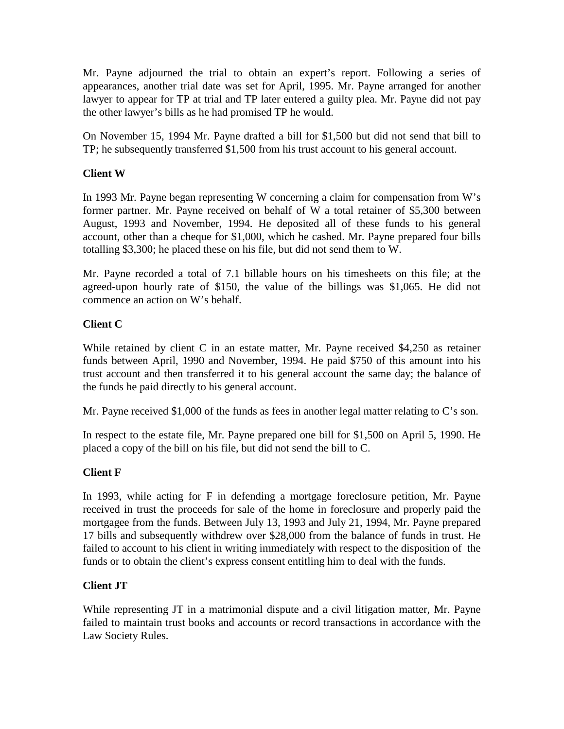Mr. Payne adjourned the trial to obtain an expert's report. Following a series of appearances, another trial date was set for April, 1995. Mr. Payne arranged for another lawyer to appear for TP at trial and TP later entered a guilty plea. Mr. Payne did not pay the other lawyer's bills as he had promised TP he would.

On November 15, 1994 Mr. Payne drafted a bill for $1,500 but did not send that bill to TP; he subsequently transferred $1,500 from his trust account to his general account.

**Client W**

In 1993 Mr. Payne began representing W concerning a claim for compensation from W's former partner. Mr. Payne received on behalf of W a total retainer of $5,300 between August, 1993 and November, 1994. He deposited all of these funds to his general account, other than a cheque for $1,000, which he cashed. Mr. Payne prepared four bills totalling $3,300; he placed these on his file, but did not send them to W.

Mr. Payne recorded a total of 7.1 billable hours on his timesheets on this file; at the agreed-upon hourly rate of $150, the value of the billings was $1,065. He did not commence an action on W's behalf.

**Client C**

While retained by client C in an estate matter, Mr. Payne received $4,250 as retainer funds between April, 1990 and November, 1994. He paid $750 of this amount into his trust account and then transferred it to his general account the same day; the balance of the funds he paid directly to his general account.

Mr. Payne received $1,000 of the funds as fees in another legal matter relating to C's son.

In respect to the estate file, Mr. Payne prepared one bill for $1,500 on April 5, 1990. He placed a copy of the bill on his file, but did not send the bill to C.

**Client F**

In 1993, while acting for F in defending a mortgage foreclosure petition, Mr. Payne received in trust the proceeds for sale of the home in foreclosure and properly paid the mortgagee from the funds. Between July 13, 1993 and July 21, 1994, Mr. Payne prepared 17 bills and subsequently withdrew over $28,000 from the balance of funds in trust. He failed to account to his client in writing immediately with respect to the disposition of the funds or to obtain the client's express consent entitling him to deal with the funds.

**Client JT**

While representing JT in a matrimonial dispute and a civil litigation matter, Mr. Payne failed to maintain trust books and accounts or record transactions in accordance with the Law Society Rules.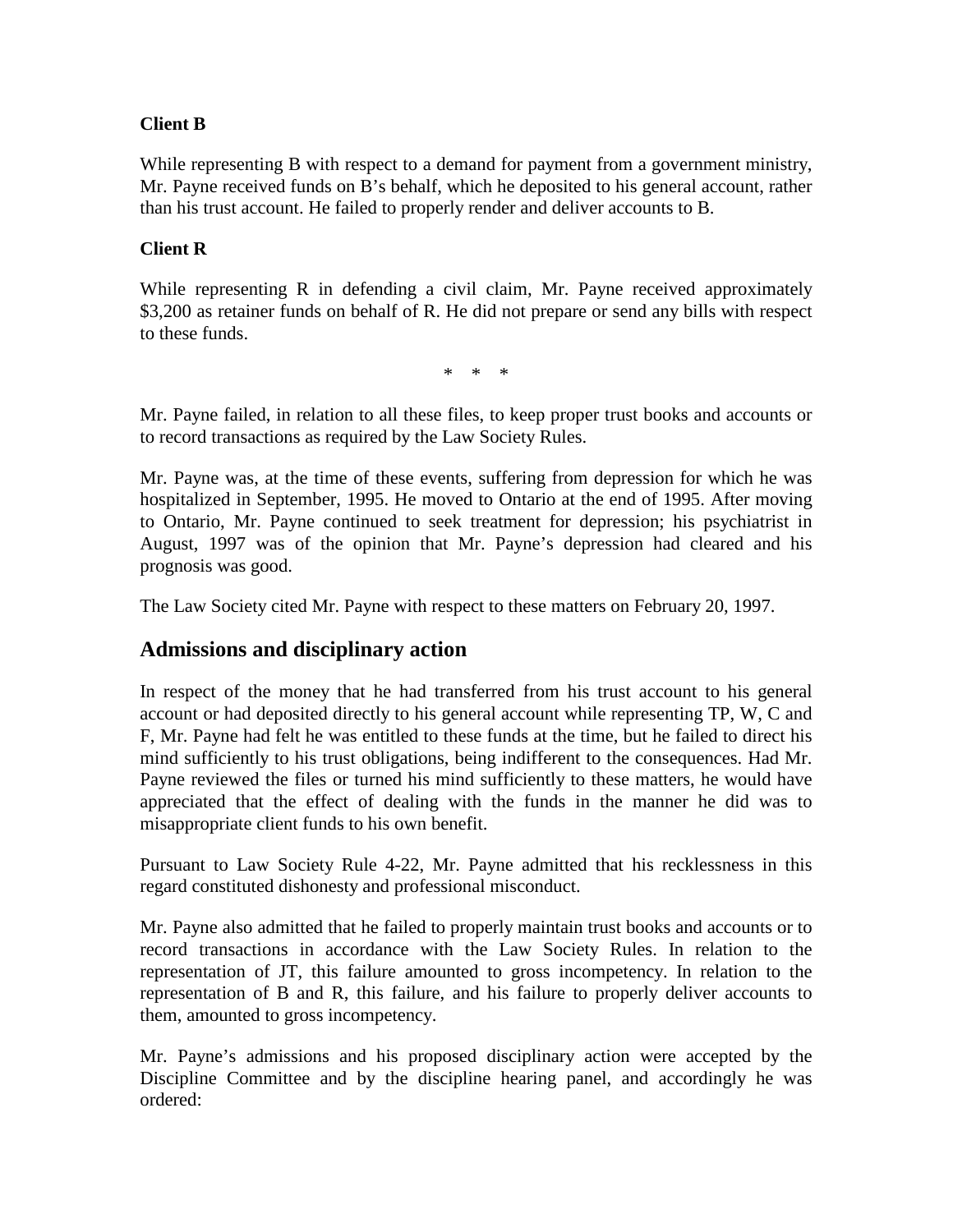**Client B**

While representing B with respect to a demand for payment from a government ministry, Mr. Payne received funds on B's behalf, which he deposited to his general account, rather than his trust account. He failed to properly render and deliver accounts to B.

**Client R**

While representing R in defending a civil claim, Mr. Payne received approximately $3,200 as retainer funds on behalf of R. He did not prepare or send any bills with respect to these funds.

\* \* \*

Mr. Payne failed, in relation to all these files, to keep proper trust books and accounts or to record transactions as required by the Law Society Rules.

Mr. Payne was, at the time of these events, suffering from depression for which he was hospitalized in September, 1995. He moved to Ontario at the end of 1995. After moving to Ontario, Mr. Payne continued to seek treatment for depression; his psychiatrist in August, 1997 was of the opinion that Mr. Payne's depression had cleared and his prognosis was good.

The Law Society cited Mr. Payne with respect to these matters on February 20, 1997.

## Admissions and disciplinary action

In respect of the money that he had transferred from his trust account to his general account or had deposited directly to his general account while representing TP, W, C and F, Mr. Payne had felt he was entitled to these funds at the time, but he failed to direct his mind sufficiently to his trust obligations, being indifferent to the consequences. Had Mr. Payne reviewed the files or turned his mind sufficiently to these matters, he would have appreciated that the effect of dealing with the funds in the manner he did was to misappropriate client funds to his own benefit.

Pursuant to Law Society Rule 4-22, Mr. Payne admitted that his recklessness in this regard constituted dishonesty and professional misconduct.

Mr. Payne also admitted that he failed to properly maintain trust books and accounts or to record transactions in accordance with the Law Society Rules. In relation to the representation of JT, this failure amounted to gross incompetency. In relation to the representation of B and R, this failure, and his failure to properly deliver accounts to them, amounted to gross incompetency.

Mr. Payne's admissions and his proposed disciplinary action were accepted by the Discipline Committee and by the discipline hearing panel, and accordingly he was ordered: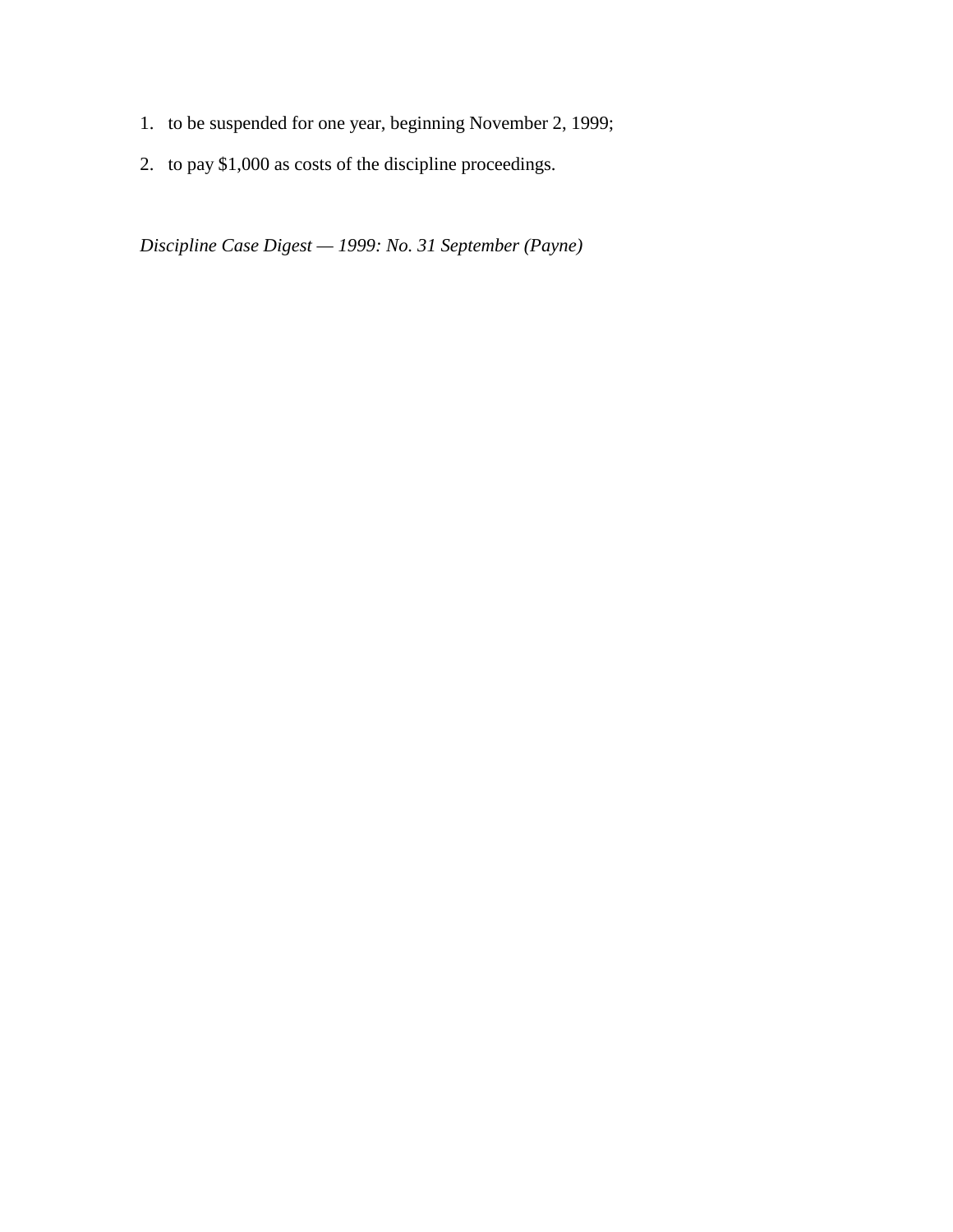1. to be suspended for one year, beginning November 2, 1999;
2. to pay $1,000 as costs of the discipline proceedings.

*Discipline Case Digest — 1999: No. 31 September (Payne)*